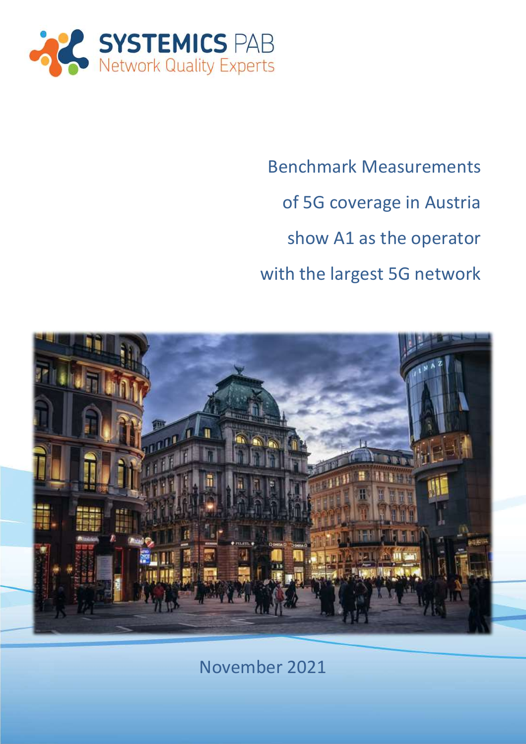SYSTEMICS PAB
Network Quality Experts

# Benchmark Measurements of 5G coverage in Austria show A1 as the operator with the largest 5G network

November 2021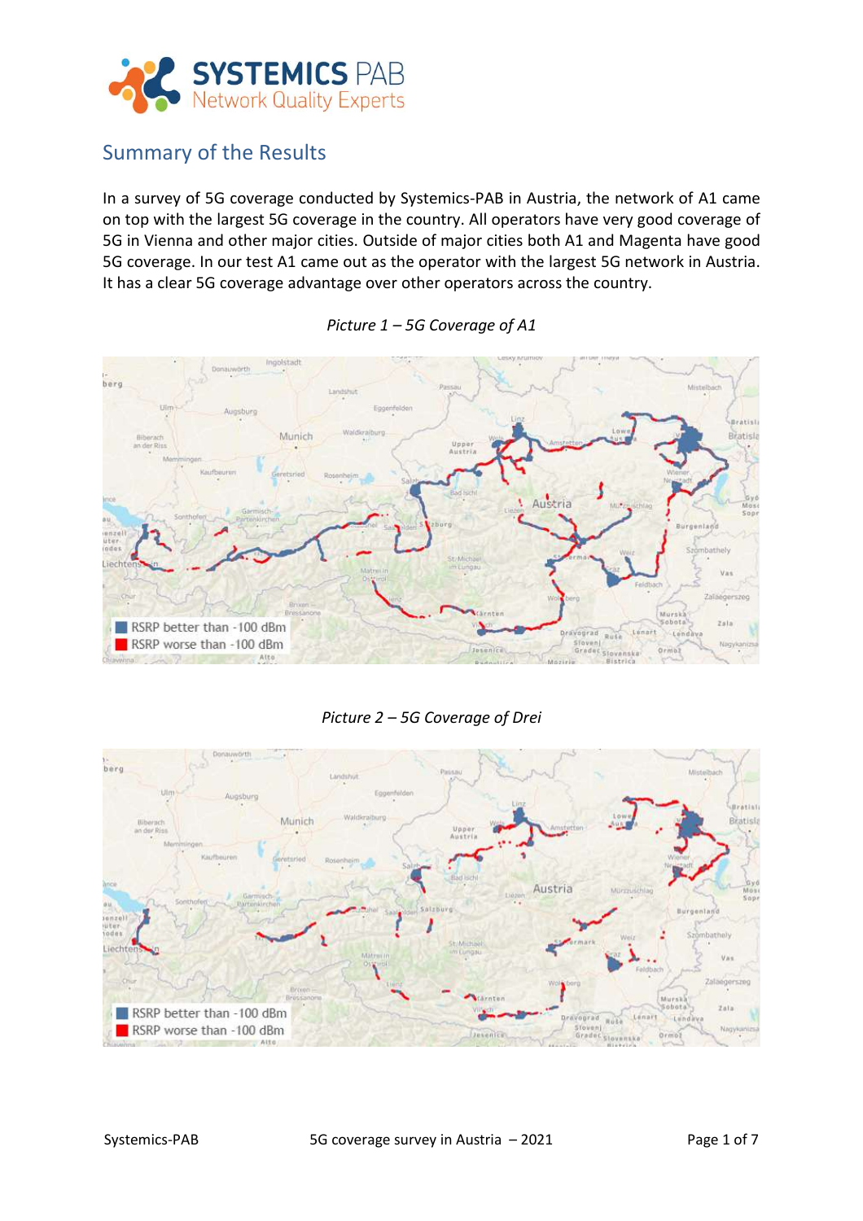## Summary of the Results

In a survey of 5G coverage conducted by Systemics-PAB in Austria, the network of A1 came on top with the largest 5G coverage in the country. All operators have very good coverage of 5G in Vienna and other major cities. Outside of major cities both A1 and Magenta have good 5G coverage. In our test A1 came out as the operator with the largest 5G network in Austria. It has a clear 5G coverage advantage over other operators across the country.

*Picture 1 – 5G Coverage of A1*

*Picture 2 – 5G Coverage of Drei*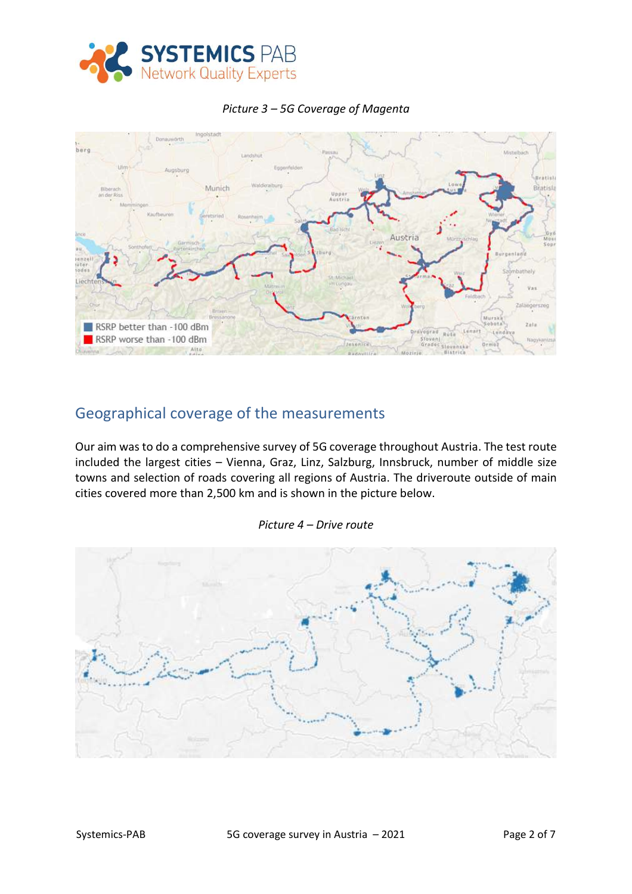*Picture 3 – 5G Coverage of Magenta*

## Geographical coverage of the measurements

Our aim was to do a comprehensive survey of 5G coverage throughout Austria. The test route included the largest cities – Vienna, Graz, Linz, Salzburg, Innsbruck, number of middle size towns and selection of roads covering all regions of Austria. The driveroute outside of main cities covered more than 2,500 km and is shown in the picture below.

*Picture 4 – Drive route*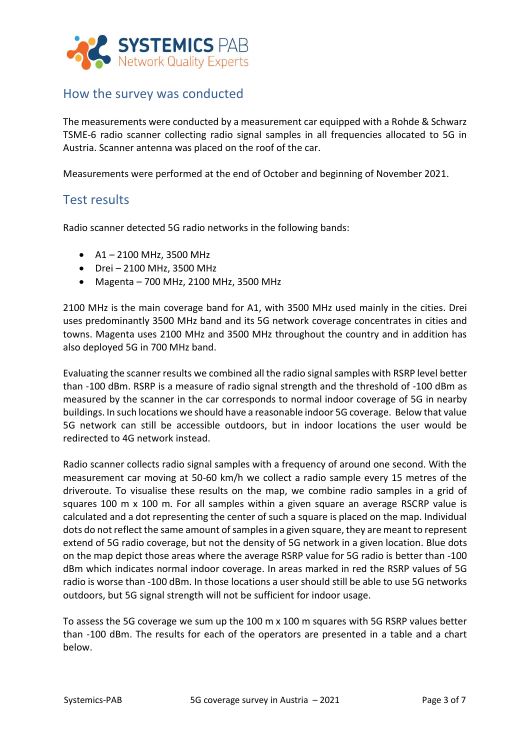## How the survey was conducted

The measurements were conducted by a measurement car equipped with a Rohde & Schwarz TSME-6 radio scanner collecting radio signal samples in all frequencies allocated to 5G in Austria. Scanner antenna was placed on the roof of the car.

Measurements were performed at the end of October and beginning of November 2021.

## Test results

Radio scanner detected 5G radio networks in the following bands:

- A1 – 2100 MHz, 3500 MHz
- Drei – 2100 MHz, 3500 MHz
- Magenta – 700 MHz, 2100 MHz, 3500 MHz

2100 MHz is the main coverage band for A1, with 3500 MHz used mainly in the cities. Drei uses predominantly 3500 MHz band and its 5G network coverage concentrates in cities and towns. Magenta uses 2100 MHz and 3500 MHz throughout the country and in addition has also deployed 5G in 700 MHz band.

Evaluating the scanner results we combined all the radio signal samples with RSRP level better than -100 dBm. RSRP is a measure of radio signal strength and the threshold of -100 dBm as measured by the scanner in the car corresponds to normal indoor coverage of 5G in nearby buildings. In such locations we should have a reasonable indoor 5G coverage. Below that value 5G network can still be accessible outdoors, but in indoor locations the user would be redirected to 4G network instead.

Radio scanner collects radio signal samples with a frequency of around one second. With the measurement car moving at 50-60 km/h we collect a radio sample every 15 metres of the driveroute. To visualise these results on the map, we combine radio samples in a grid of squares 100 m x 100 m. For all samples within a given square an average RSCRP value is calculated and a dot representing the center of such a square is placed on the map. Individual dots do not reflect the same amount of samples in a given square, they are meant to represent extend of 5G radio coverage, but not the density of 5G network in a given location. Blue dots on the map depict those areas where the average RSRP value for 5G radio is better than -100 dBm which indicates normal indoor coverage. In areas marked in red the RSRP values of 5G radio is worse than -100 dBm. In those locations a user should still be able to use 5G networks outdoors, but 5G signal strength will not be sufficient for indoor usage.

To assess the 5G coverage we sum up the 100 m x 100 m squares with 5G RSRP values better than -100 dBm. The results for each of the operators are presented in a table and a chart below.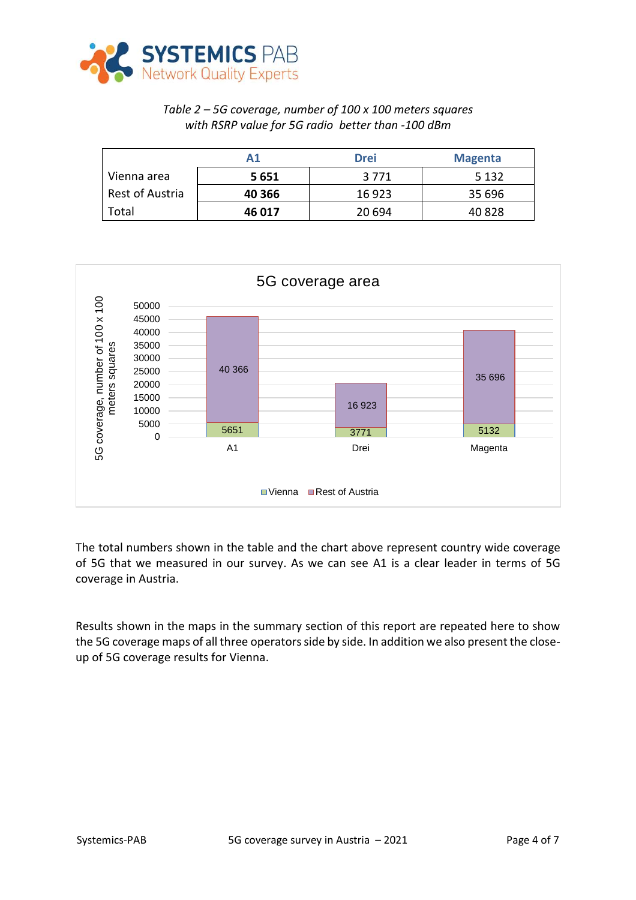*Table 2 – 5G coverage, number of 100 x 100 meters squares with RSRP value for 5G radio better than -100 dBm*

| | A1 | Drei | Magenta |
|---|---|---|---|
| Vienna area | **5 651** | 3 771 | 5 132 |
| Rest of Austria | **40 366** | 16 923 | 35 696 |
| Total | **46 017** | 20 694 | 40 828 |

The total numbers shown in the table and the chart above represent country wide coverage of 5G that we measured in our survey. As we can see A1 is a clear leader in terms of 5G coverage in Austria.

Results shown in the maps in the summary section of this report are repeated here to show the 5G coverage maps of all three operators side by side. In addition we also present the close-up of 5G coverage results for Vienna.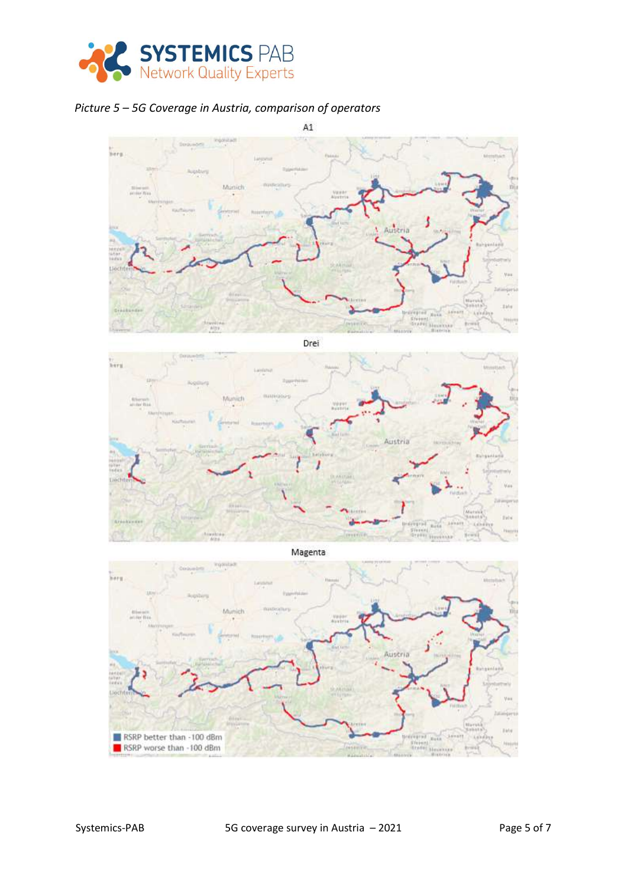*Picture 5 – 5G Coverage in Austria, comparison of operators*

A1

Drei

Magenta

RSRP better than -100 dBm

RSRP worse than -100 dBm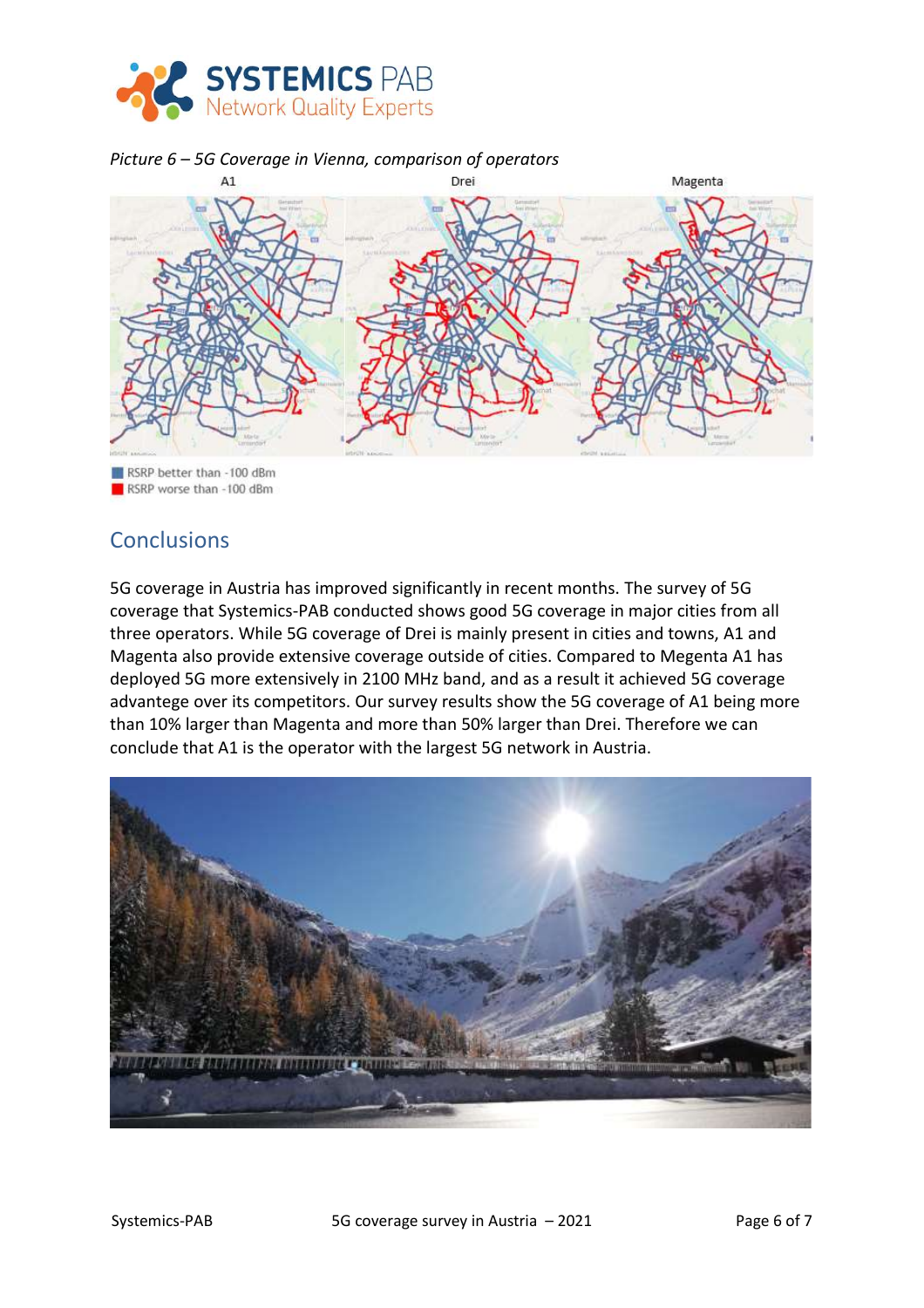*Picture 6 – 5G Coverage in Vienna, comparison of operators*

A1 Drei Magenta

RSRP better than -100 dBm
RSRP worse than -100 dBm

## Conclusions

5G coverage in Austria has improved significantly in recent months. The survey of 5G coverage that Systemics-PAB conducted shows good 5G coverage in major cities from all three operators. While 5G coverage of Drei is mainly present in cities and towns, A1 and Magenta also provide extensive coverage outside of cities. Compared to Megenta A1 has deployed 5G more extensively in 2100 MHz band, and as a result it achieved 5G coverage advantege over its competitors. Our survey results show the 5G coverage of A1 being more than 10% larger than Magenta and more than 50% larger than Drei. Therefore we can conclude that A1 is the operator with the largest 5G network in Austria.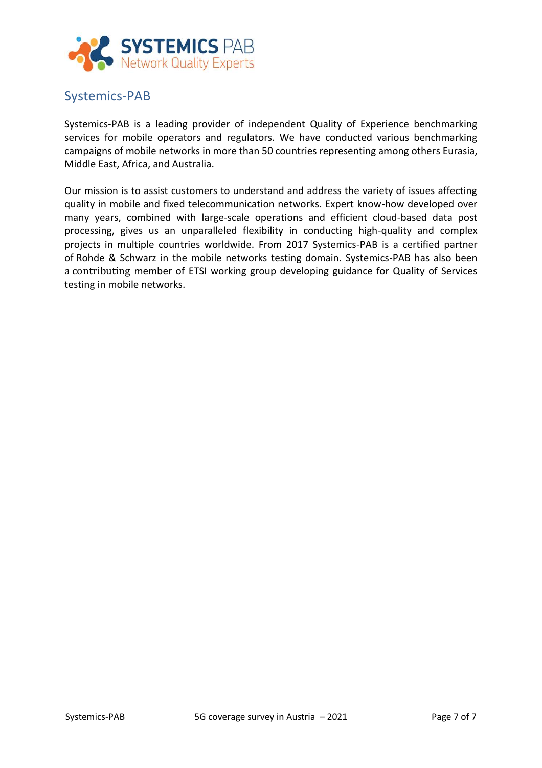## Systemics-PAB

Systemics-PAB is a leading provider of independent Quality of Experience benchmarking services for mobile operators and regulators. We have conducted various benchmarking campaigns of mobile networks in more than 50 countries representing among others Eurasia, Middle East, Africa, and Australia.

Our mission is to assist customers to understand and address the variety of issues affecting quality in mobile and fixed telecommunication networks. Expert know-how developed over many years, combined with large-scale operations and efficient cloud-based data post processing, gives us an unparalleled flexibility in conducting high-quality and complex projects in multiple countries worldwide. From 2017 Systemics-PAB is a certified partner of Rohde & Schwarz in the mobile networks testing domain. Systemics-PAB has also been a contributing member of ETSI working group developing guidance for Quality of Services testing in mobile networks.